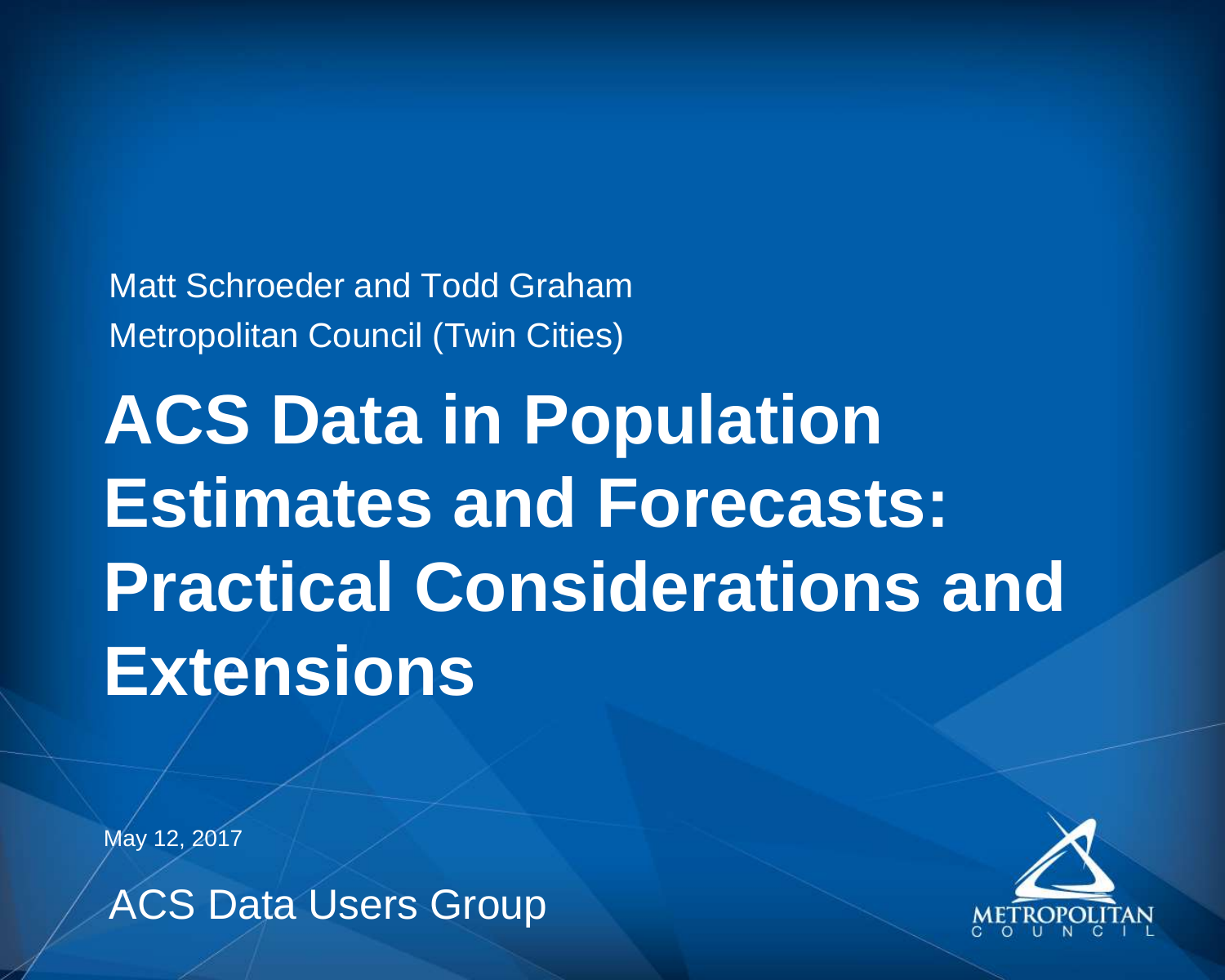Matt Schroeder and Todd Graham

Metropolitan Council (Twin Cities)

# ACS Data in Population Estimates and Forecasts: Practical Considerations and Extensions

May 12, 2017

ACS Data Users Group

METROPOLITAN COUNCIL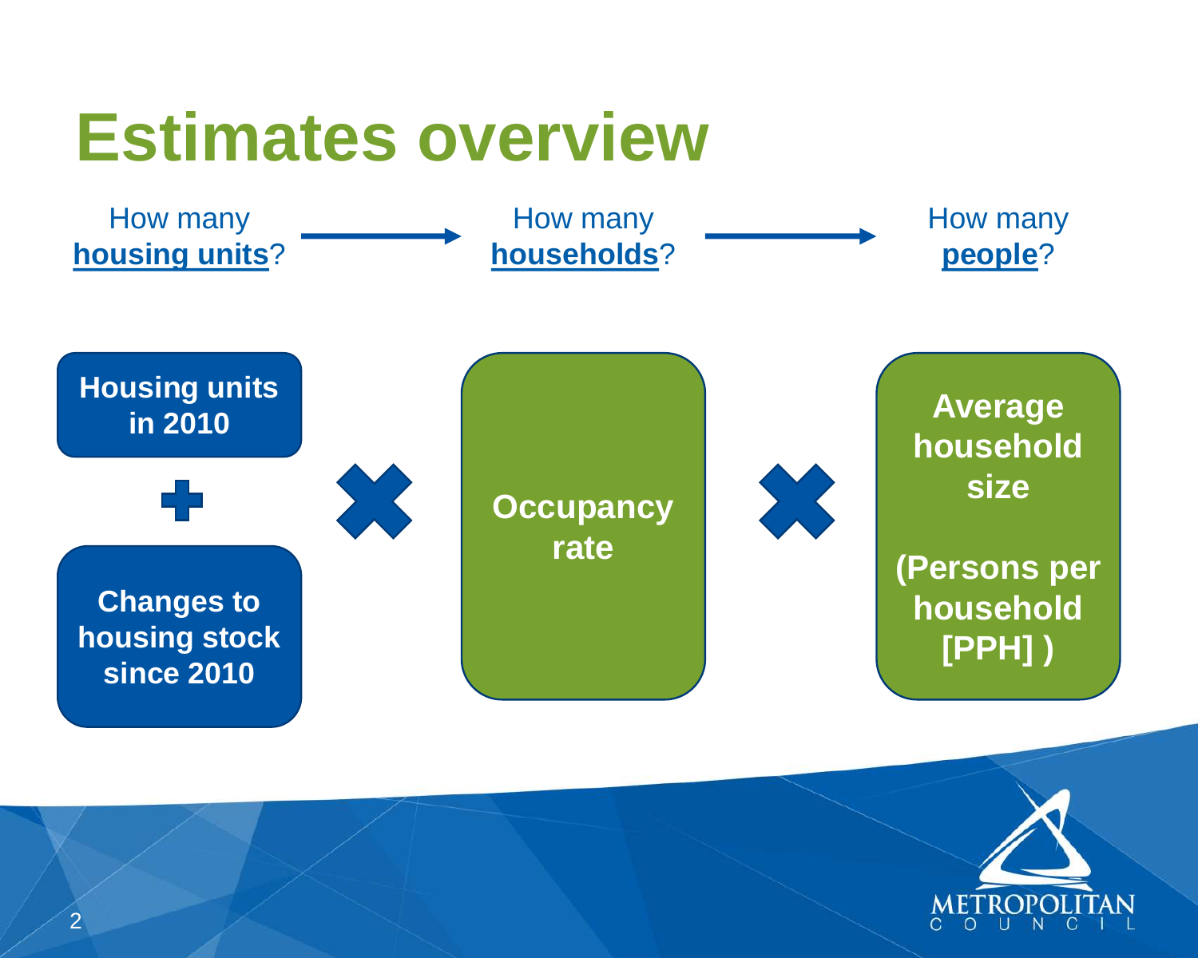# Estimates overview

How many **housing units**? → How many **households**? → How many **people**?

**Housing units in 2010**

+

**Changes to housing stock since 2010**

×

**Occupancy rate**

×

**Average household size**

**(Persons per household [PPH] )**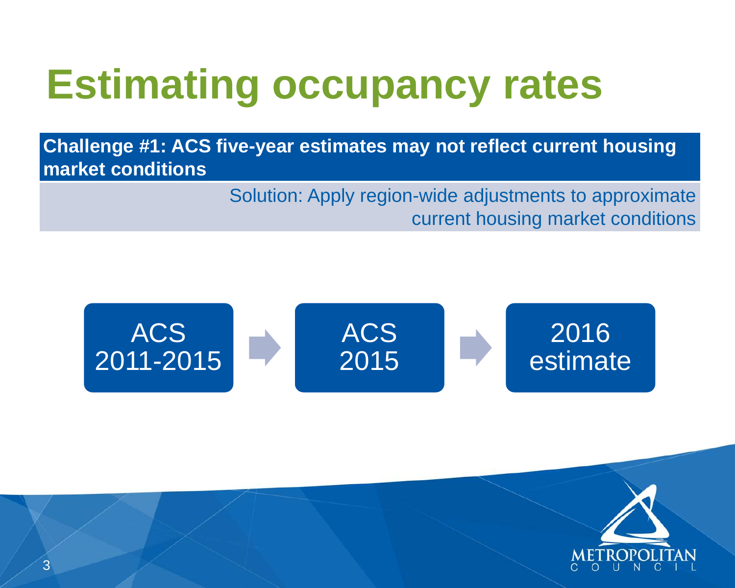# Estimating occupancy rates

**Challenge #1: ACS five-year estimates may not reflect current housing market conditions**

Solution: Apply region-wide adjustments to approximate current housing market conditions

ACS 2011-2015 → ACS 2015 → 2016 estimate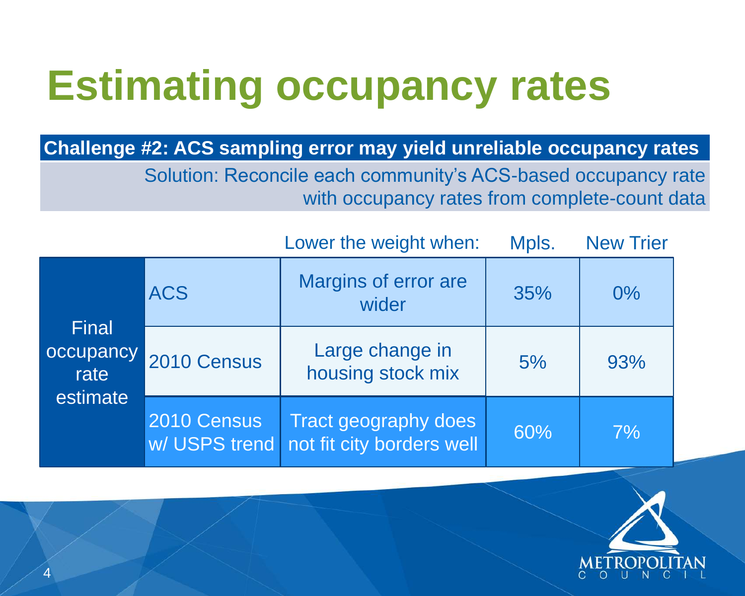# Estimating occupancy rates

**Challenge #2: ACS sampling error may yield unreliable occupancy rates**

Solution: Reconcile each community's ACS-based occupancy rate with occupancy rates from complete-count data

| | | Lower the weight when: | Mpls. | New Trier |
|---|---|---|---|---|
| Final occupancy rate estimate | ACS | Margins of error are wider | 35% | 0% |
| | 2010 Census | Large change in housing stock mix | 5% | 93% |
| | 2010 Census w/ USPS trend | Tract geography does not fit city borders well | 60% | 7% |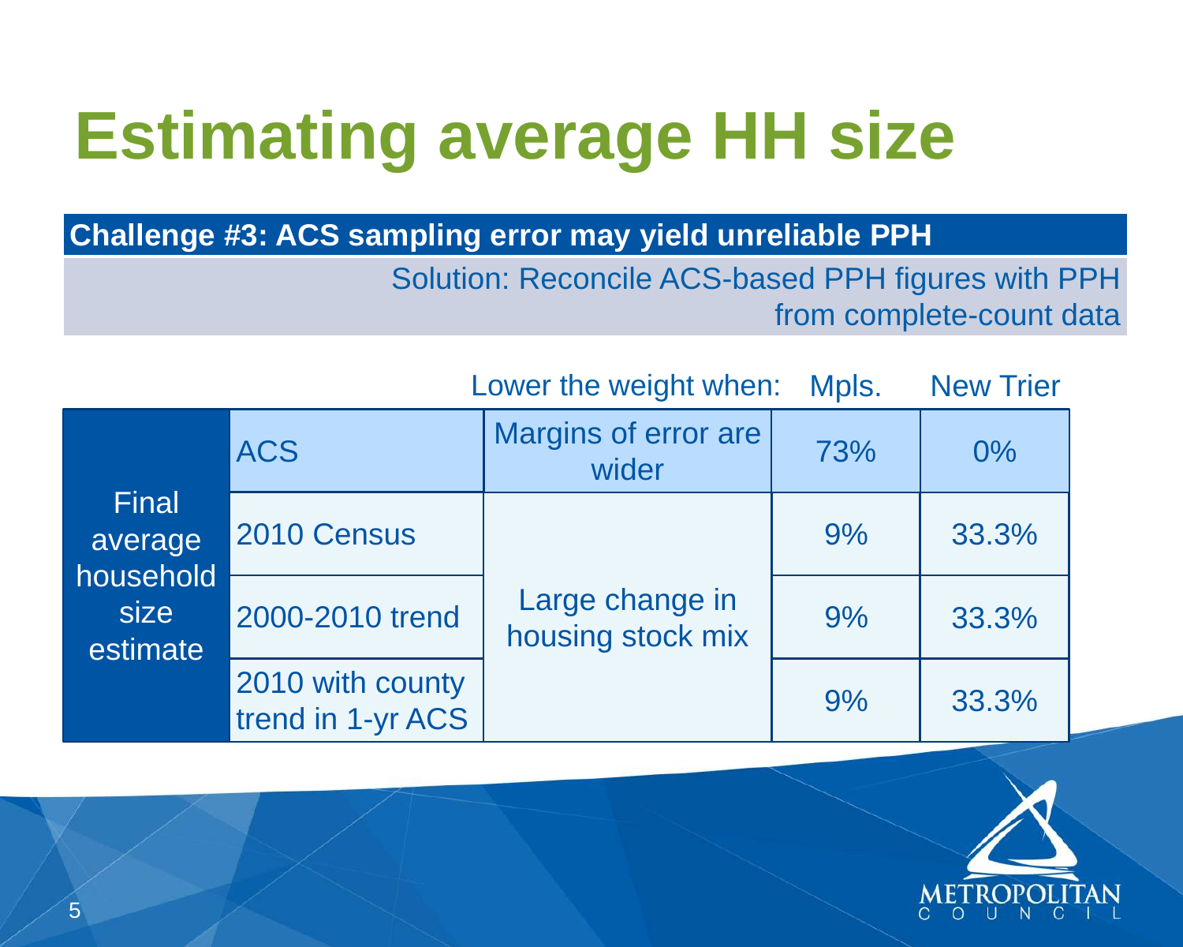# Estimating average HH size

**Challenge #3: ACS sampling error may yield unreliable PPH**

Solution: Reconcile ACS-based PPH figures with PPH from complete-count data

| | | Lower the weight when: | Mpls. | New Trier |
|---|---|---|---|---|
| Final average household size estimate | ACS | Margins of error are wider | 73% | 0% |
| | 2010 Census | Large change in housing stock mix | 9% | 33.3% |
| | 2000-2010 trend | | 9% | 33.3% |
| | 2010 with county trend in 1-yr ACS | | 9% | 33.3% |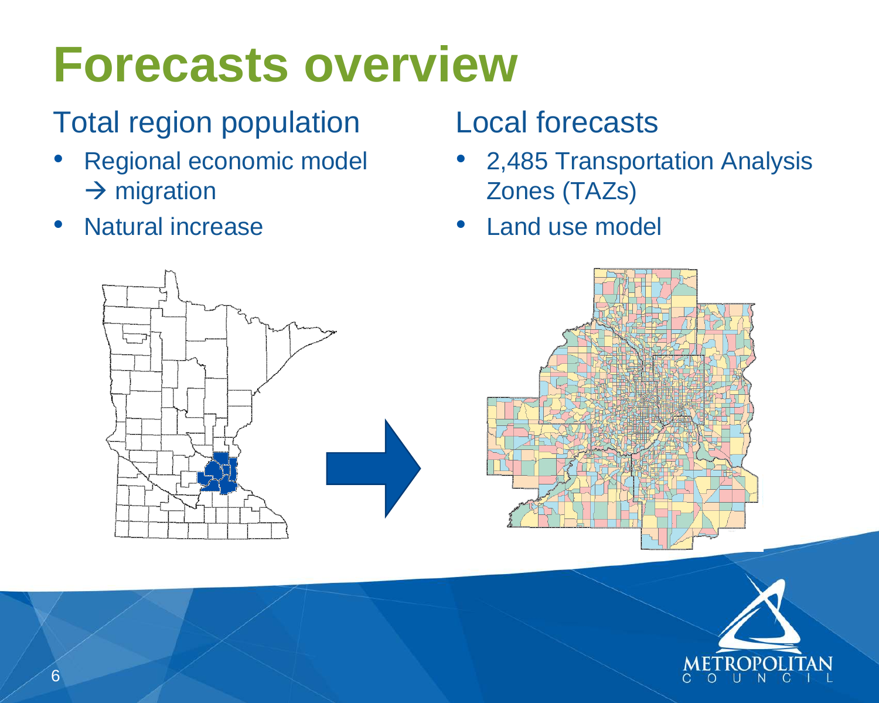# Forecasts overview

## Total region population

- Regional economic model → migration
- Natural increase

## Local forecasts

- 2,485 Transportation Analysis Zones (TAZs)
- Land use model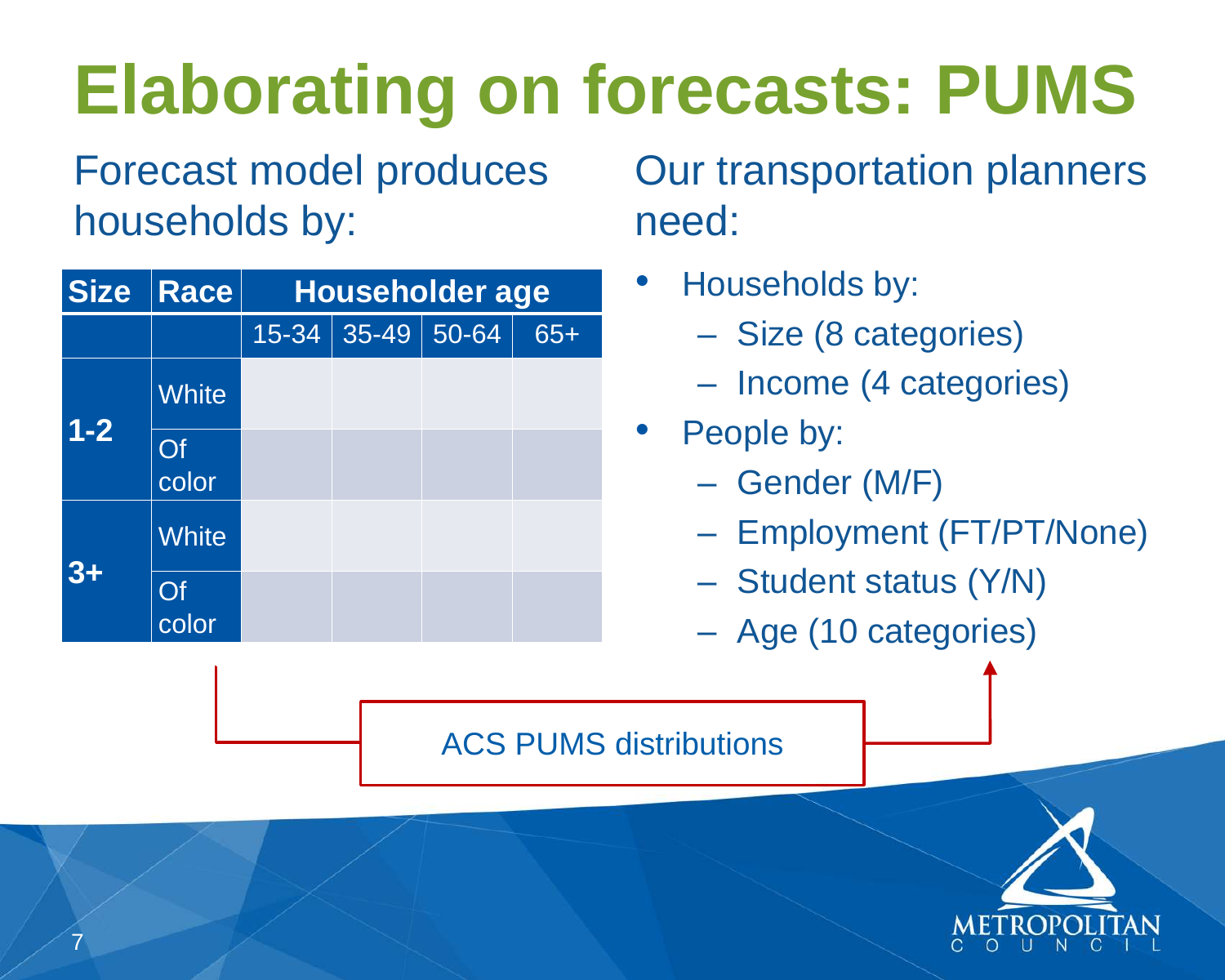# Elaborating on forecasts: PUMS

Forecast model produces households by:

| Size | Race | Householder age | | | |
|---|---|---|---|---|---|
| | | 15-34 | 35-49 | 50-64 | 65+ |
| 1-2 | White | | | | |
| | Of color | | | | |
| 3+ | White | | | | |
| | Of color | | | | |

Our transportation planners need:

- Households by:
  - Size (8 categories)
  - Income (4 categories)
- People by:
  - Gender (M/F)
  - Employment (FT/PT/None)
  - Student status (Y/N)
  - Age (10 categories)

ACS PUMS distributions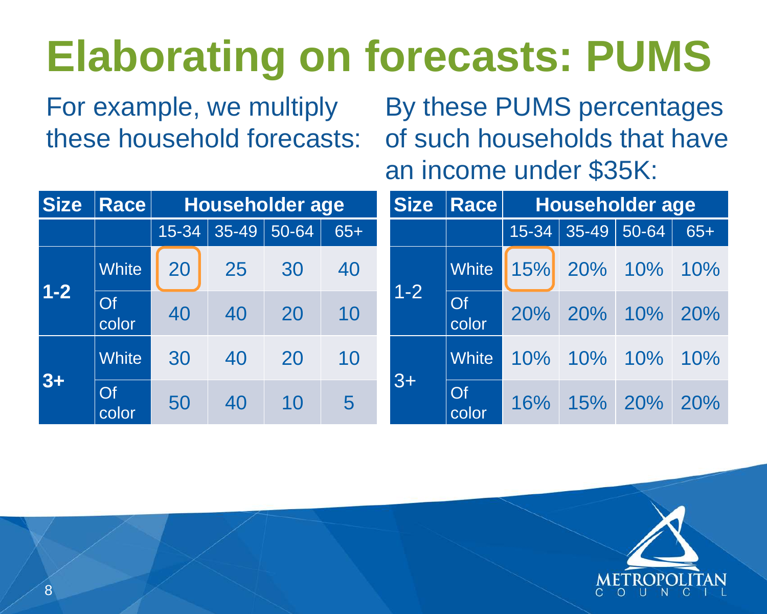# Elaborating on forecasts: PUMS

For example, we multiply these household forecasts:

| Size | Race | Householder age | | | |
|---|---|---|---|---|---|
| | | 15-34 | 35-49 | 50-64 | 65+ |
| 1-2 | White | 20 | 25 | 30 | 40 |
| | Of color | 40 | 40 | 20 | 10 |
| 3+ | White | 30 | 40 | 20 | 10 |
| | Of color | 50 | 40 | 10 | 5 |

By these PUMS percentages of such households that have an income under $35K:

| Size | Race | Householder age | | | |
|---|---|---|---|---|---|
| | | 15-34 | 35-49 | 50-64 | 65+ |
| 1-2 | White | 15% | 20% | 10% | 10% |
| | Of color | 20% | 20% | 10% | 20% |
| 3+ | White | 10% | 10% | 10% | 10% |
| | Of color | 16% | 15% | 20% | 20% |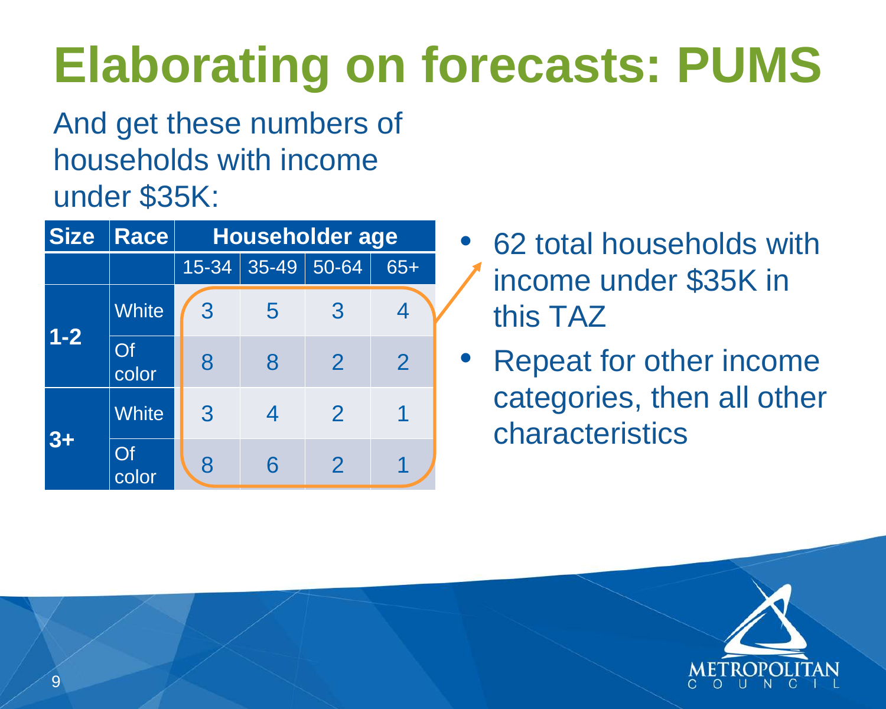# Elaborating on forecasts: PUMS

And get these numbers of households with income under $35K:

| Size | Race | Householder age | | | |
|---|---|---|---|---|---|
| | | 15-34 | 35-49 | 50-64 | 65+ |
| 1-2 | White | 3 | 5 | 3 | 4 |
| | Of color | 8 | 8 | 2 | 2 |
| 3+ | White | 3 | 4 | 2 | 1 |
| | Of color | 8 | 6 | 2 | 1 |

- 62 total households with income under $35K in this TAZ
- Repeat for other income categories, then all other characteristics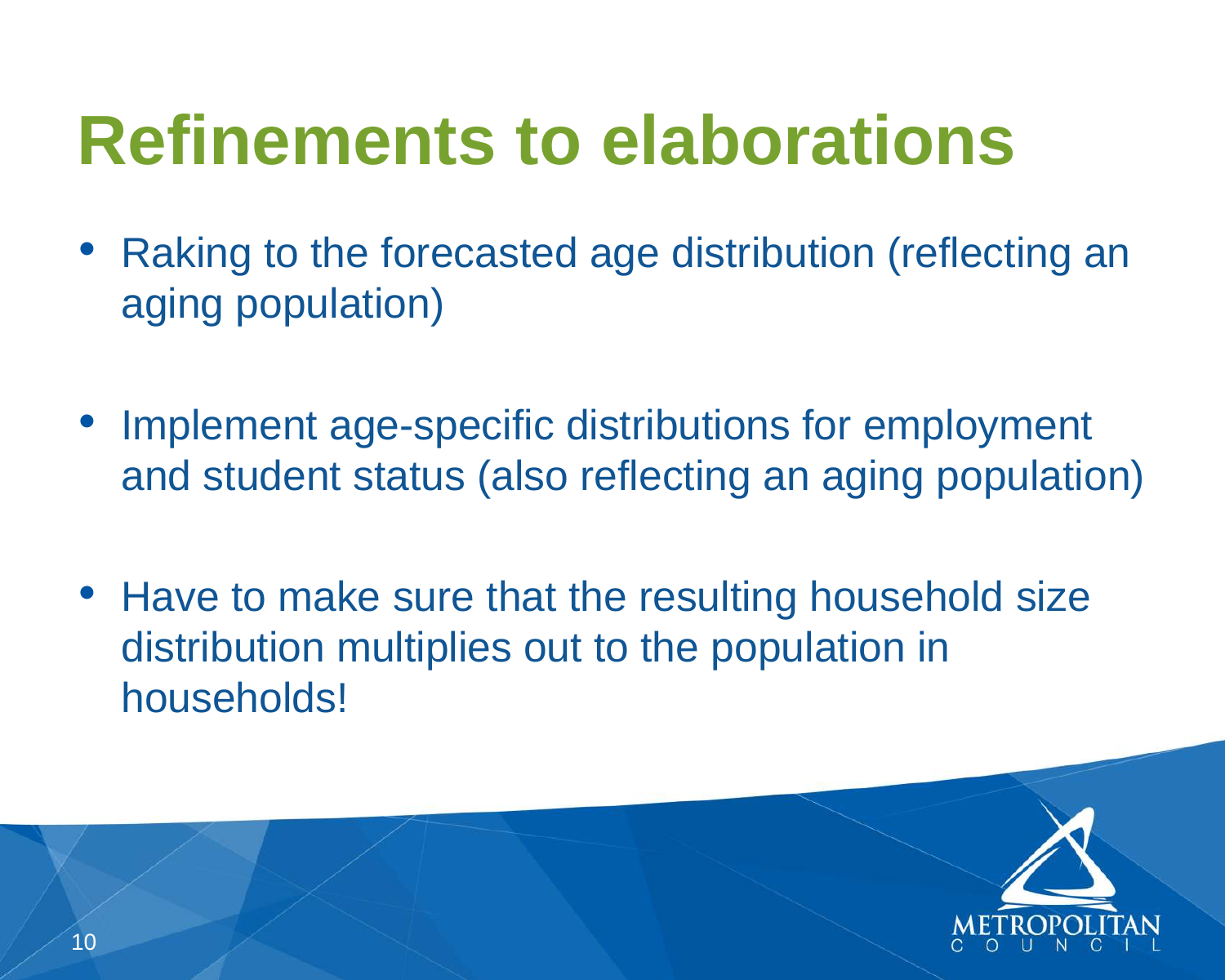# Refinements to elaborations

- Raking to the forecasted age distribution (reflecting an aging population)

- Implement age-specific distributions for employment and student status (also reflecting an aging population)

- Have to make sure that the resulting household size distribution multiplies out to the population in households!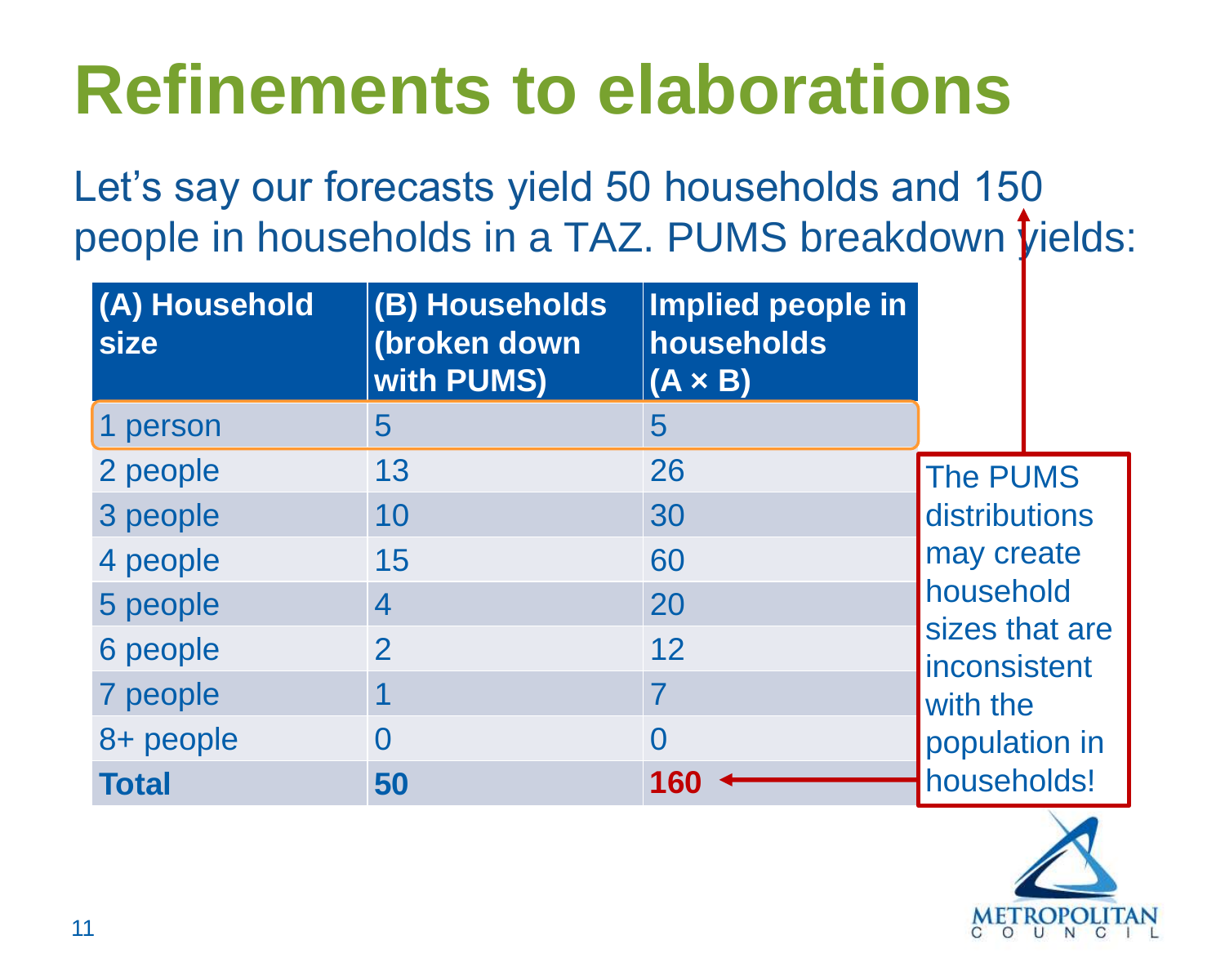# Refinements to elaborations

Let's say our forecasts yield 50 households and 150 people in households in a TAZ. PUMS breakdown yields:

| (A) Household size | (B) Households (broken down with PUMS) | Implied people in households (A × B) |
|---|---|---|
| 1 person | 5 | 5 |
| 2 people | 13 | 26 |
| 3 people | 10 | 30 |
| 4 people | 15 | 60 |
| 5 people | 4 | 20 |
| 6 people | 2 | 12 |
| 7 people | 1 | 7 |
| 8+ people | 0 | 0 |
| **Total** | **50** | **160** |

The PUMS distributions may create household sizes that are inconsistent with the population in households!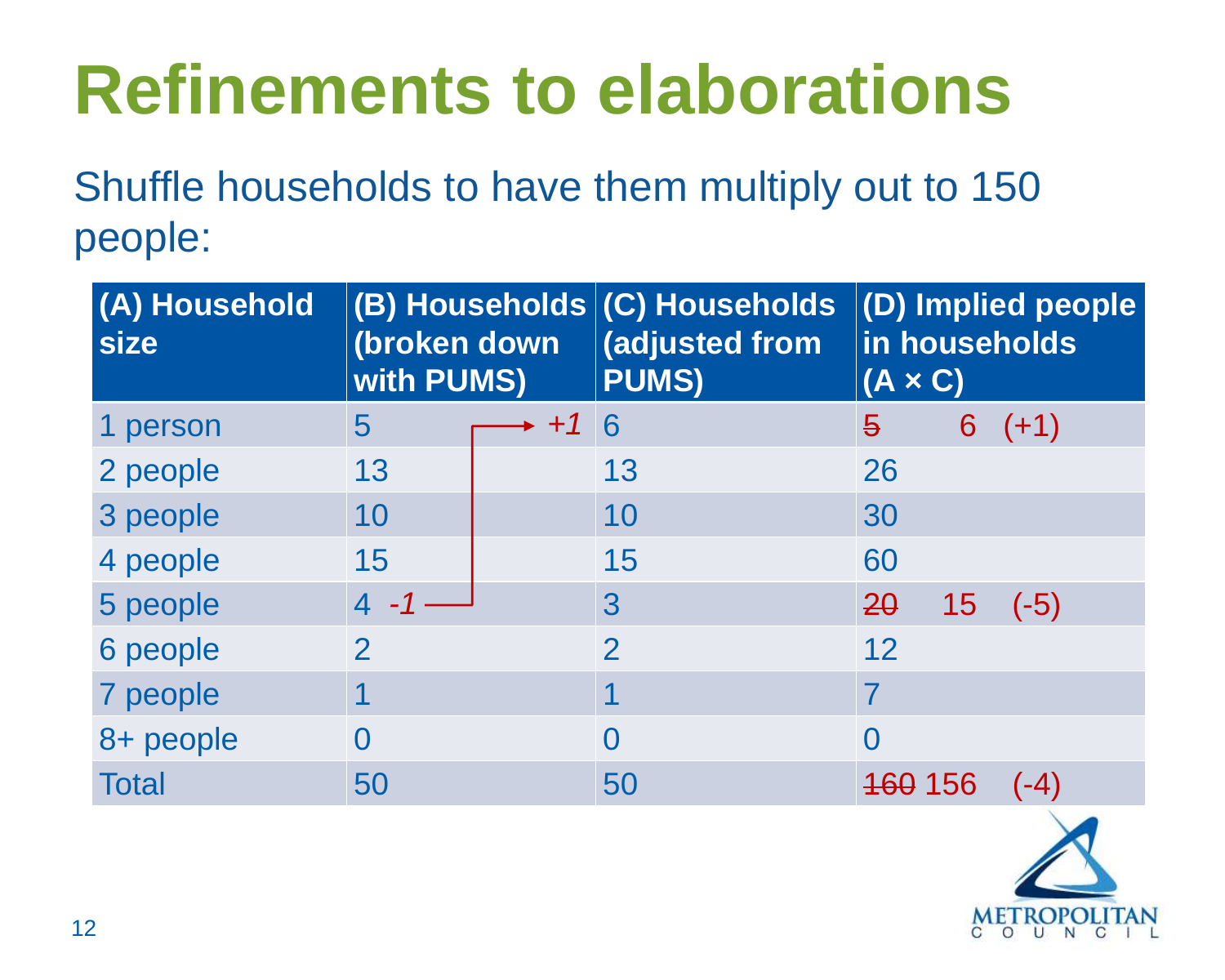# Refinements to elaborations

Shuffle households to have them multiply out to 150 people:

| (A) Household size | (B) Households (broken down with PUMS) | (C) Households (adjusted from PUMS) | (D) Implied people in households (A × C) |
|---|---|---|---|
| 1 person | 5 → *+1* | 6 | ~~5~~ 6 (+1) |
| 2 people | 13 | 13 | 26 |
| 3 people | 10 | 10 | 30 |
| 4 people | 15 | 15 | 60 |
| 5 people | 4 *-1* | 3 | ~~20~~ 15 (-5) |
| 6 people | 2 | 2 | 12 |
| 7 people | 1 | 1 | 7 |
| 8+ people | 0 | 0 | 0 |
| Total | 50 | 50 | ~~160~~ 156 (-4) |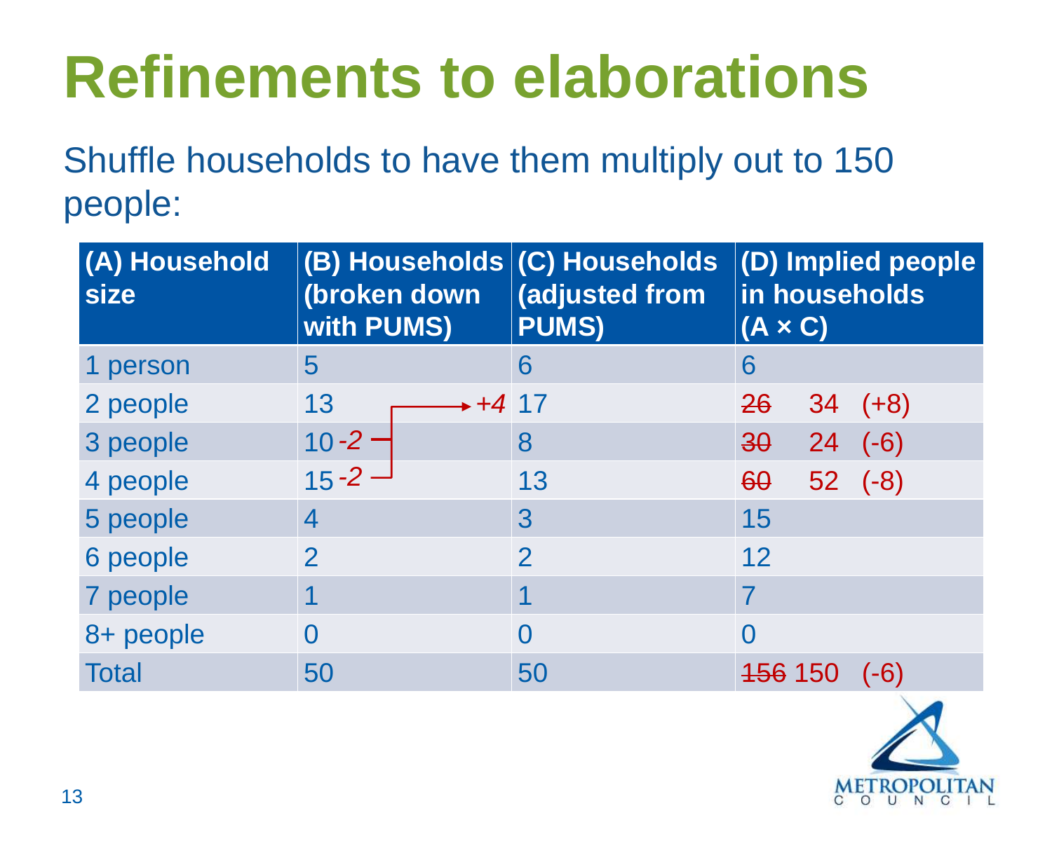# Refinements to elaborations

Shuffle households to have them multiply out to 150 people:

| (A) Household size | (B) Households (broken down with PUMS) | (C) Households (adjusted from PUMS) | (D) Implied people in households (A × C) |
|---|---|---|---|
| 1 person | 5 | 6 | 6 |
| 2 people | 13 +4 | 17 | ~~26~~ 34 (+8) |
| 3 people | 10 -2 | 8 | ~~30~~ 24 (-6) |
| 4 people | 15 -2 | 13 | ~~60~~ 52 (-8) |
| 5 people | 4 | 3 | 15 |
| 6 people | 2 | 2 | 12 |
| 7 people | 1 | 1 | 7 |
| 8+ people | 0 | 0 | 0 |
| Total | 50 | 50 | ~~156~~ 150 (-6) |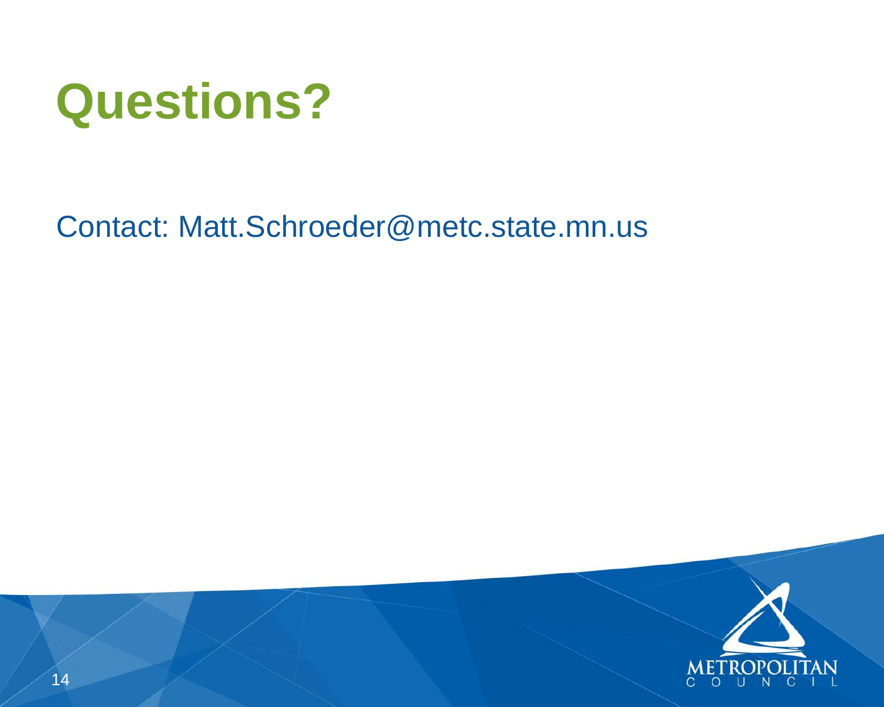# Questions?

Contact: Matt.Schroeder@metc.state.mn.us